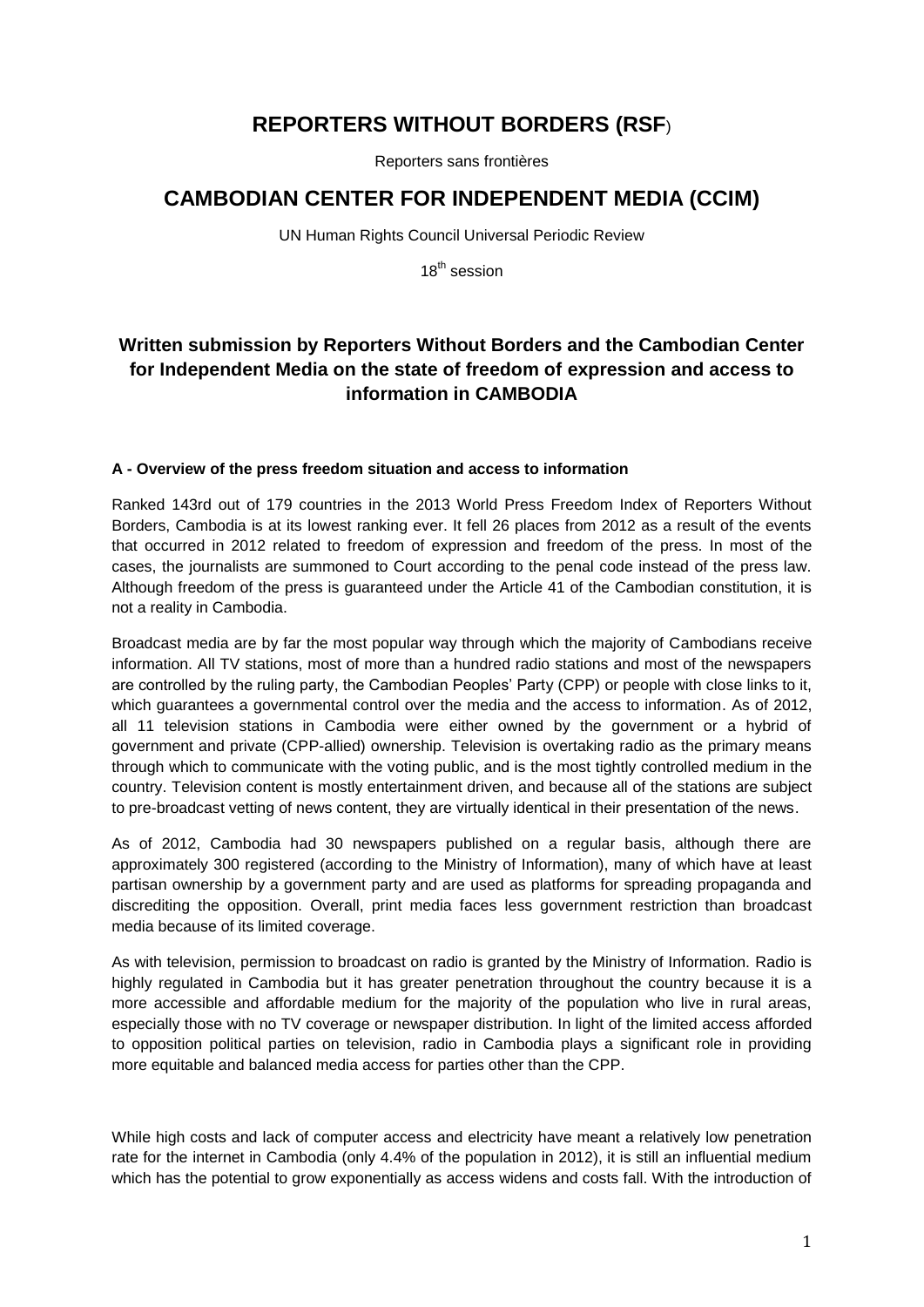# REPORTERS WITHOUT BORDERS (RSF)

Reporters sans frontières

# CAMBODIAN CENTER FOR INDEPENDENT MEDIA (CCIM)

UN Human Rights Council Universal Periodic Review

18th session

## Written submission by Reporters Without Borders and the Cambodian Center for Independent Media on the state of freedom of expression and access to information in CAMBODIA

### A - Overview of the press freedom situation and access to information

Ranked 143rd out of 179 countries in the 2013 World Press Freedom Index of Reporters Without Borders, Cambodia is at its lowest ranking ever. It fell 26 places from 2012 as a result of the events that occurred in 2012 related to freedom of expression and freedom of the press. In most of the cases, the journalists are summoned to Court according to the penal code instead of the press law. Although freedom of the press is guaranteed under the Article 41 of the Cambodian constitution, it is not a reality in Cambodia.

Broadcast media are by far the most popular way through which the majority of Cambodians receive information. All TV stations, most of more than a hundred radio stations and most of the newspapers are controlled by the ruling party, the Cambodian Peoples' Party (CPP) or people with close links to it, which guarantees a governmental control over the media and the access to information. As of 2012, all 11 television stations in Cambodia were either owned by the government or a hybrid of government and private (CPP-allied) ownership. Television is overtaking radio as the primary means through which to communicate with the voting public, and is the most tightly controlled medium in the country. Television content is mostly entertainment driven, and because all of the stations are subject to pre-broadcast vetting of news content, they are virtually identical in their presentation of the news.

As of 2012, Cambodia had 30 newspapers published on a regular basis, although there are approximately 300 registered (according to the Ministry of Information), many of which have at least partisan ownership by a government party and are used as platforms for spreading propaganda and discrediting the opposition. Overall, print media faces less government restriction than broadcast media because of its limited coverage.

As with television, permission to broadcast on radio is granted by the Ministry of Information. Radio is highly regulated in Cambodia but it has greater penetration throughout the country because it is a more accessible and affordable medium for the majority of the population who live in rural areas, especially those with no TV coverage or newspaper distribution. In light of the limited access afforded to opposition political parties on television, radio in Cambodia plays a significant role in providing more equitable and balanced media access for parties other than the CPP.

While high costs and lack of computer access and electricity have meant a relatively low penetration rate for the internet in Cambodia (only 4.4% of the population in 2012), it is still an influential medium which has the potential to grow exponentially as access widens and costs fall. With the introduction of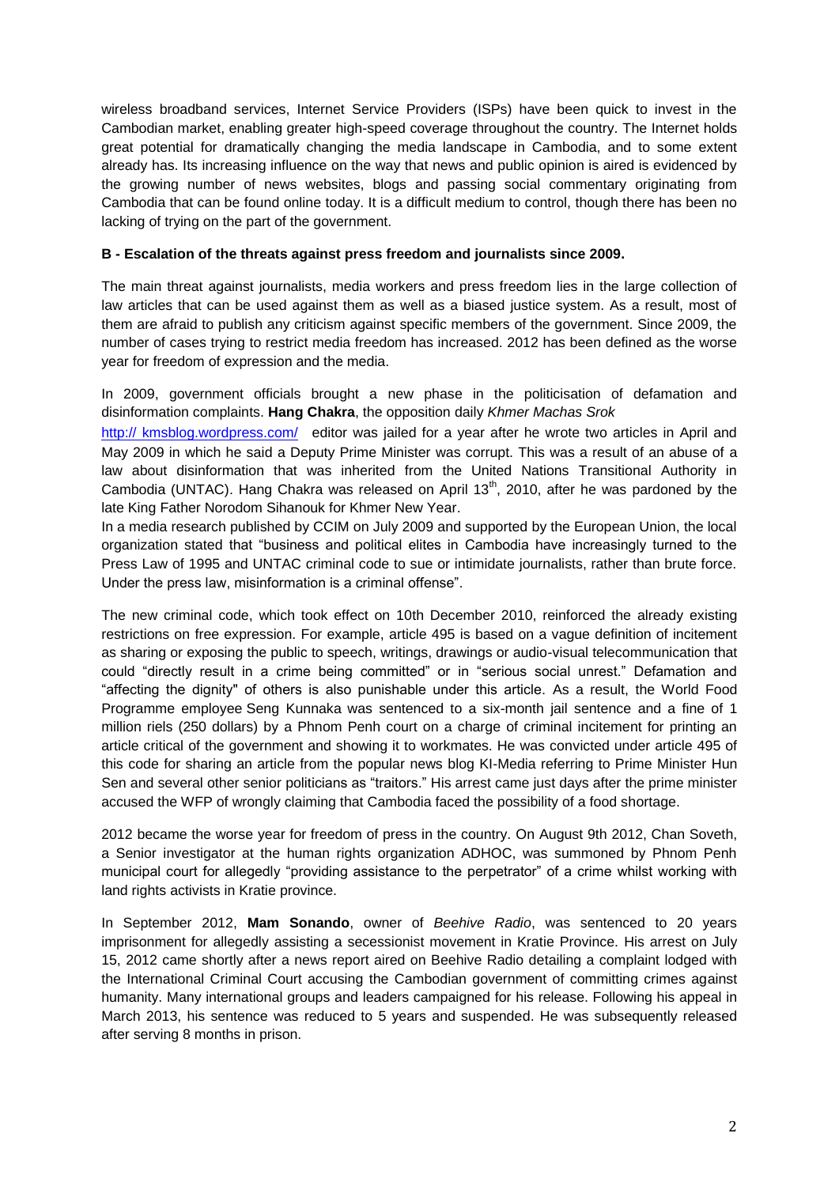wireless broadband services, Internet Service Providers (ISPs) have been quick to invest in the Cambodian market, enabling greater high-speed coverage throughout the country. The Internet holds great potential for dramatically changing the media landscape in Cambodia, and to some extent already has. Its increasing influence on the way that news and public opinion is aired is evidenced by the growing number of news websites, blogs and passing social commentary originating from Cambodia that can be found online today. It is a difficult medium to control, though there has been no lacking of trying on the part of the government.

### B - Escalation of the threats against press freedom and journalists since 2009.

The main threat against journalists, media workers and press freedom lies in the large collection of law articles that can be used against them as well as a biased justice system. As a result, most of them are afraid to publish any criticism against specific members of the government. Since 2009, the number of cases trying to restrict media freedom has increased. 2012 has been defined as the worse year for freedom of expression and the media.

In 2009, government officials brought a new phase in the politicisation of defamation and disinformation complaints. **Hang Chakra**, the opposition daily *Khmer Machas Srok* [http:// kmsblog.wordpress.com/](http://kmsblog.wordpress.com/) editor was jailed for a year after he wrote two articles in April and May 2009 in which he said a Deputy Prime Minister was corrupt. This was a result of an abuse of a law about disinformation that was inherited from the United Nations Transitional Authority in Cambodia (UNTAC). Hang Chakra was released on April 13th, 2010, after he was pardoned by the late King Father Norodom Sihanouk for Khmer New Year.

In a media research published by CCIM on July 2009 and supported by the European Union, the local organization stated that "business and political elites in Cambodia have increasingly turned to the Press Law of 1995 and UNTAC criminal code to sue or intimidate journalists, rather than brute force. Under the press law, misinformation is a criminal offense".

The new criminal code, which took effect on 10th December 2010, reinforced the already existing restrictions on free expression. For example, article 495 is based on a vague definition of incitement as sharing or exposing the public to speech, writings, drawings or audio-visual telecommunication that could "directly result in a crime being committed" or in "serious social unrest." Defamation and "affecting the dignity" of others is also punishable under this article. As a result, the World Food Programme employee Seng Kunnaka was sentenced to a six-month jail sentence and a fine of 1 million riels (250 dollars) by a Phnom Penh court on a charge of criminal incitement for printing an article critical of the government and showing it to workmates. He was convicted under article 495 of this code for sharing an article from the popular news blog KI-Media referring to Prime Minister Hun Sen and several other senior politicians as "traitors." His arrest came just days after the prime minister accused the WFP of wrongly claiming that Cambodia faced the possibility of a food shortage.

2012 became the worse year for freedom of press in the country. On August 9th 2012, Chan Soveth, a Senior investigator at the human rights organization ADHOC, was summoned by Phnom Penh municipal court for allegedly "providing assistance to the perpetrator" of a crime whilst working with land rights activists in Kratie province.

In September 2012, **Mam Sonando**, owner of *Beehive Radio*, was sentenced to 20 years imprisonment for allegedly assisting a secessionist movement in Kratie Province. His arrest on July 15, 2012 came shortly after a news report aired on Beehive Radio detailing a complaint lodged with the International Criminal Court accusing the Cambodian government of committing crimes against humanity. Many international groups and leaders campaigned for his release. Following his appeal in March 2013, his sentence was reduced to 5 years and suspended. He was subsequently released after serving 8 months in prison.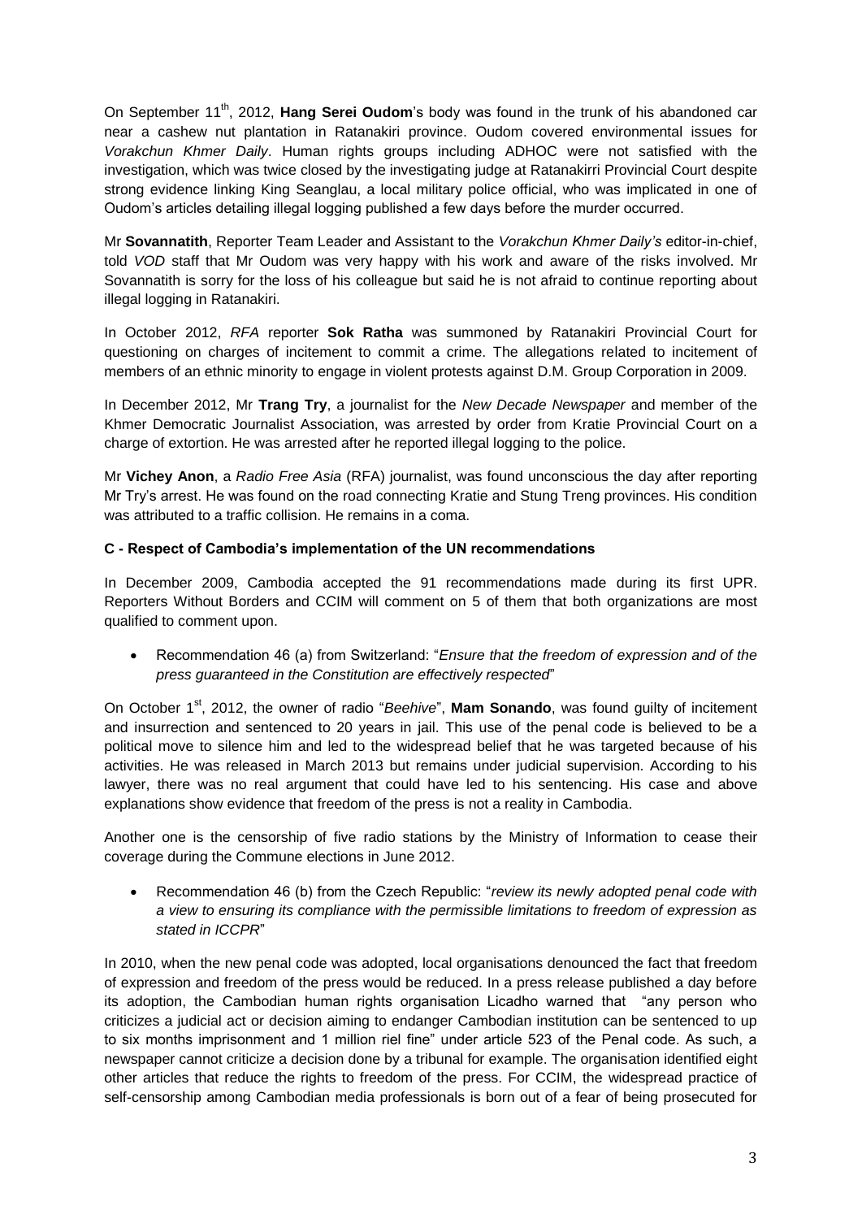On September 11th, 2012, **Hang Serei Oudom**'s body was found in the trunk of his abandoned car near a cashew nut plantation in Ratanakiri province. Oudom covered environmental issues for *Vorakchun Khmer Daily*. Human rights groups including ADHOC were not satisfied with the investigation, which was twice closed by the investigating judge at Ratanakirri Provincial Court despite strong evidence linking King Seanglau, a local military police official, who was implicated in one of Oudom's articles detailing illegal logging published a few days before the murder occurred.

Mr **Sovannatith**, Reporter Team Leader and Assistant to the *Vorakchun Khmer Daily's* editor-in-chief, told *VOD* staff that Mr Oudom was very happy with his work and aware of the risks involved. Mr Sovannatith is sorry for the loss of his colleague but said he is not afraid to continue reporting about illegal logging in Ratanakiri.

In October 2012, *RFA* reporter **Sok Ratha** was summoned by Ratanakiri Provincial Court for questioning on charges of incitement to commit a crime. The allegations related to incitement of members of an ethnic minority to engage in violent protests against D.M. Group Corporation in 2009.

In December 2012, Mr **Trang Try**, a journalist for the *New Decade Newspaper* and member of the Khmer Democratic Journalist Association, was arrested by order from Kratie Provincial Court on a charge of extortion. He was arrested after he reported illegal logging to the police.

Mr **Vichey Anon**, a *Radio Free Asia* (RFA) journalist, was found unconscious the day after reporting Mr Try's arrest. He was found on the road connecting Kratie and Stung Treng provinces. His condition was attributed to a traffic collision. He remains in a coma.

### C - Respect of Cambodia's implementation of the UN recommendations

In December 2009, Cambodia accepted the 91 recommendations made during its first UPR. Reporters Without Borders and CCIM will comment on 5 of them that both organizations are most qualified to comment upon.

- Recommendation 46 (a) from Switzerland: "*Ensure that the freedom of expression and of the press guaranteed in the Constitution are effectively respected*"

On October 1st, 2012, the owner of radio "*Beehive*", **Mam Sonando**, was found guilty of incitement and insurrection and sentenced to 20 years in jail. This use of the penal code is believed to be a political move to silence him and led to the widespread belief that he was targeted because of his activities. He was released in March 2013 but remains under judicial supervision. According to his lawyer, there was no real argument that could have led to his sentencing. His case and above explanations show evidence that freedom of the press is not a reality in Cambodia.

Another one is the censorship of five radio stations by the Ministry of Information to cease their coverage during the Commune elections in June 2012.

- Recommendation 46 (b) from the Czech Republic: "*review its newly adopted penal code with a view to ensuring its compliance with the permissible limitations to freedom of expression as stated in ICCPR*"

In 2010, when the new penal code was adopted, local organisations denounced the fact that freedom of expression and freedom of the press would be reduced. In a press release published a day before its adoption, the Cambodian human rights organisation Licadho warned that "any person who criticizes a judicial act or decision aiming to endanger Cambodian institution can be sentenced to up to six months imprisonment and 1 million riel fine" under article 523 of the Penal code. As such, a newspaper cannot criticize a decision done by a tribunal for example. The organisation identified eight other articles that reduce the rights to freedom of the press. For CCIM, the widespread practice of self-censorship among Cambodian media professionals is born out of a fear of being prosecuted for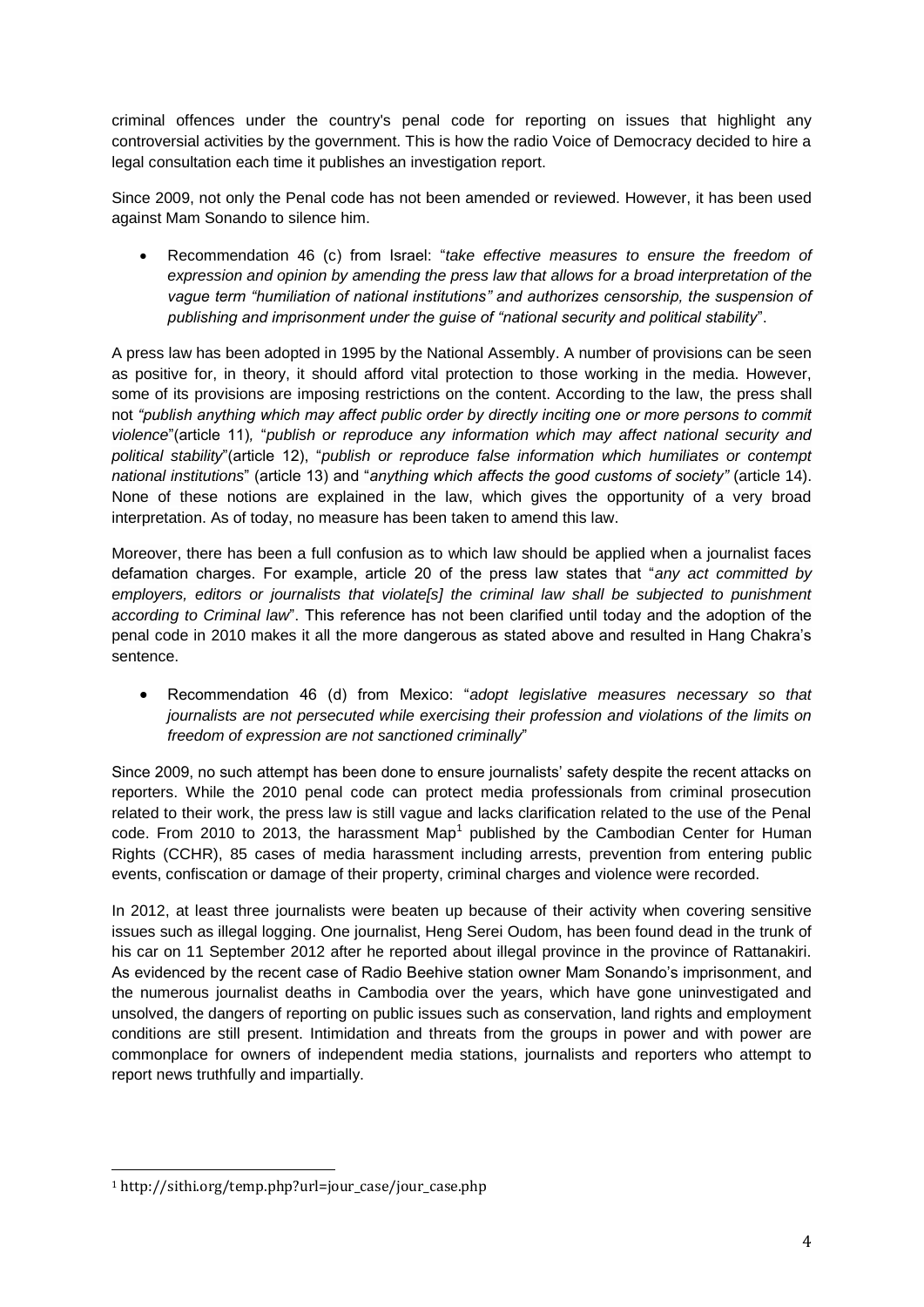criminal offences under the country's penal code for reporting on issues that highlight any controversial activities by the government. This is how the radio Voice of Democracy decided to hire a legal consultation each time it publishes an investigation report.

Since 2009, not only the Penal code has not been amended or reviewed. However, it has been used against Mam Sonando to silence him.

- Recommendation 46 (c) from Israel: "*take effective measures to ensure the freedom of expression and opinion by amending the press law that allows for a broad interpretation of the vague term "humiliation of national institutions" and authorizes censorship, the suspension of publishing and imprisonment under the guise of "national security and political stability*".

A press law has been adopted in 1995 by the National Assembly. A number of provisions can be seen as positive for, in theory, it should afford vital protection to those working in the media. However, some of its provisions are imposing restrictions on the content. According to the law, the press shall not *"publish anything which may affect public order by directly inciting one or more persons to commit violence*"(article 11), "*publish or reproduce any information which may affect national security and political stability*"(article 12), "*publish or reproduce false information which humiliates or contempt national institutions*" (article 13) and "*anything which affects the good customs of society"* (article 14). None of these notions are explained in the law, which gives the opportunity of a very broad interpretation. As of today, no measure has been taken to amend this law.

Moreover, there has been a full confusion as to which law should be applied when a journalist faces defamation charges. For example, article 20 of the press law states that "*any act committed by employers, editors or journalists that violate[s] the criminal law shall be subjected to punishment according to Criminal law*". This reference has not been clarified until today and the adoption of the penal code in 2010 makes it all the more dangerous as stated above and resulted in Hang Chakra's sentence.

- Recommendation 46 (d) from Mexico: "*adopt legislative measures necessary so that journalists are not persecuted while exercising their profession and violations of the limits on freedom of expression are not sanctioned criminally*"

Since 2009, no such attempt has been done to ensure journalists' safety despite the recent attacks on reporters. While the 2010 penal code can protect media professionals from criminal prosecution related to their work, the press law is still vague and lacks clarification related to the use of the Penal code. From 2010 to 2013, the harassment Map[1] published by the Cambodian Center for Human Rights (CCHR), 85 cases of media harassment including arrests, prevention from entering public events, confiscation or damage of their property, criminal charges and violence were recorded.

In 2012, at least three journalists were beaten up because of their activity when covering sensitive issues such as illegal logging. One journalist, Heng Serei Oudom, has been found dead in the trunk of his car on 11 September 2012 after he reported about illegal province in the province of Rattanakiri. As evidenced by the recent case of Radio Beehive station owner Mam Sonando's imprisonment, and the numerous journalist deaths in Cambodia over the years, which have gone uninvestigated and unsolved, the dangers of reporting on public issues such as conservation, land rights and employment conditions are still present. Intimidation and threats from the groups in power and with power are commonplace for owners of independent media stations, journalists and reporters who attempt to report news truthfully and impartially.

[1] http://sithi.org/temp.php?url=jour_case/jour_case.php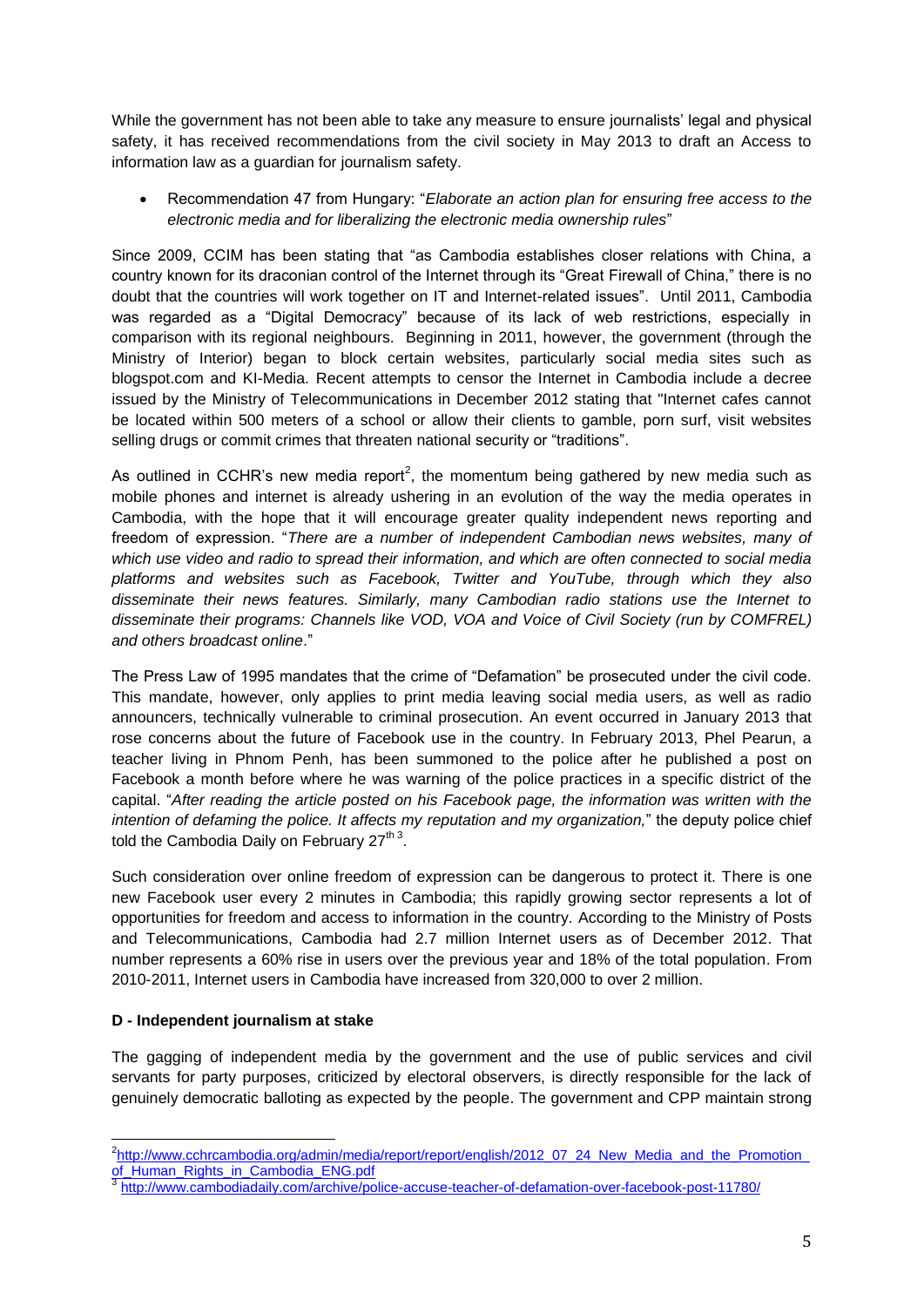While the government has not been able to take any measure to ensure journalists' legal and physical safety, it has received recommendations from the civil society in May 2013 to draft an Access to information law as a guardian for journalism safety.

- Recommendation 47 from Hungary: "*Elaborate an action plan for ensuring free access to the electronic media and for liberalizing the electronic media ownership rules*"

Since 2009, CCIM has been stating that "as Cambodia establishes closer relations with China, a country known for its draconian control of the Internet through its "Great Firewall of China," there is no doubt that the countries will work together on IT and Internet-related issues". Until 2011, Cambodia was regarded as a "Digital Democracy" because of its lack of web restrictions, especially in comparison with its regional neighbours. Beginning in 2011, however, the government (through the Ministry of Interior) began to block certain websites, particularly social media sites such as blogspot.com and KI-Media. Recent attempts to censor the Internet in Cambodia include a decree issued by the Ministry of Telecommunications in December 2012 stating that "Internet cafes cannot be located within 500 meters of a school or allow their clients to gamble, porn surf, visit websites selling drugs or commit crimes that threaten national security or "traditions".

As outlined in CCHR's new media report[2], the momentum being gathered by new media such as mobile phones and internet is already ushering in an evolution of the way the media operates in Cambodia, with the hope that it will encourage greater quality independent news reporting and freedom of expression. "*There are a number of independent Cambodian news websites, many of which use video and radio to spread their information, and which are often connected to social media platforms and websites such as Facebook, Twitter and YouTube, through which they also disseminate their news features. Similarly, many Cambodian radio stations use the Internet to disseminate their programs: Channels like VOD, VOA and Voice of Civil Society (run by COMFREL) and others broadcast online*."

The Press Law of 1995 mandates that the crime of "Defamation" be prosecuted under the civil code. This mandate, however, only applies to print media leaving social media users, as well as radio announcers, technically vulnerable to criminal prosecution. An event occurred in January 2013 that rose concerns about the future of Facebook use in the country. In February 2013, Phel Pearun, a teacher living in Phnom Penh, has been summoned to the police after he published a post on Facebook a month before where he was warning of the police practices in a specific district of the capital. "*After reading the article posted on his Facebook page, the information was written with the intention of defaming the police. It affects my reputation and my organization,*" the deputy police chief told the Cambodia Daily on February 27th[3].

Such consideration over online freedom of expression can be dangerous to protect it. There is one new Facebook user every 2 minutes in Cambodia; this rapidly growing sector represents a lot of opportunities for freedom and access to information in the country. According to the Ministry of Posts and Telecommunications, Cambodia had 2.7 million Internet users as of December 2012. That number represents a 60% rise in users over the previous year and 18% of the total population. From 2010-2011, Internet users in Cambodia have increased from 320,000 to over 2 million.

**D - Independent journalism at stake**

The gagging of independent media by the government and the use of public services and civil servants for party purposes, criticized by electoral observers, is directly responsible for the lack of genuinely democratic balloting as expected by the people. The government and CPP maintain strong

---

[2] http://www.cchrcambodia.org/admin/media/report/report/english/2012_07_24_New_Media_and_the_Promotion_of_Human_Rights_in_Cambodia_ENG.pdf

[3] http://www.cambodiadaily.com/archive/police-accuse-teacher-of-defamation-over-facebook-post-11780/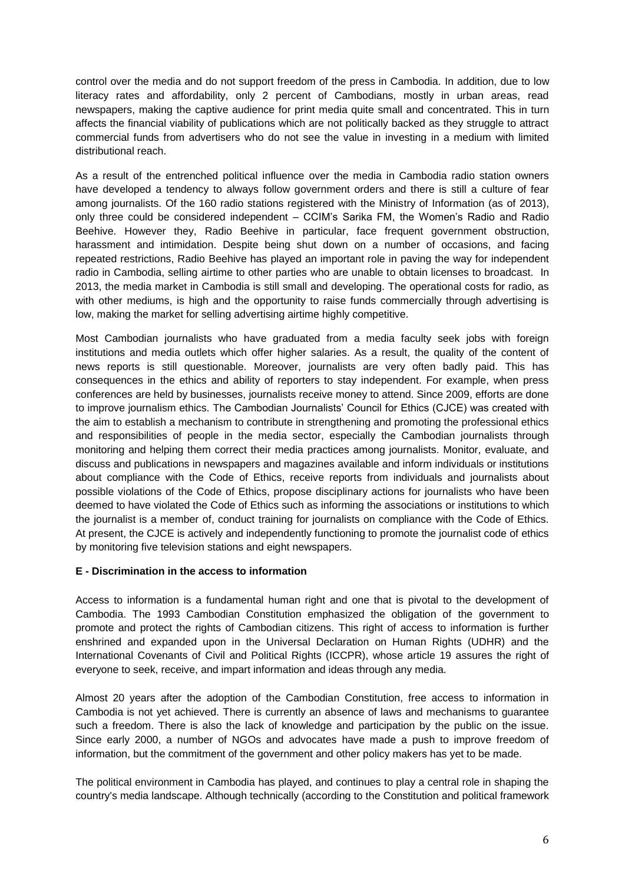control over the media and do not support freedom of the press in Cambodia. In addition, due to low literacy rates and affordability, only 2 percent of Cambodians, mostly in urban areas, read newspapers, making the captive audience for print media quite small and concentrated. This in turn affects the financial viability of publications which are not politically backed as they struggle to attract commercial funds from advertisers who do not see the value in investing in a medium with limited distributional reach.

As a result of the entrenched political influence over the media in Cambodia radio station owners have developed a tendency to always follow government orders and there is still a culture of fear among journalists. Of the 160 radio stations registered with the Ministry of Information (as of 2013), only three could be considered independent – CCIM's Sarika FM, the Women's Radio and Radio Beehive. However they, Radio Beehive in particular, face frequent government obstruction, harassment and intimidation. Despite being shut down on a number of occasions, and facing repeated restrictions, Radio Beehive has played an important role in paving the way for independent radio in Cambodia, selling airtime to other parties who are unable to obtain licenses to broadcast. In 2013, the media market in Cambodia is still small and developing. The operational costs for radio, as with other mediums, is high and the opportunity to raise funds commercially through advertising is low, making the market for selling advertising airtime highly competitive.

Most Cambodian journalists who have graduated from a media faculty seek jobs with foreign institutions and media outlets which offer higher salaries. As a result, the quality of the content of news reports is still questionable. Moreover, journalists are very often badly paid. This has consequences in the ethics and ability of reporters to stay independent. For example, when press conferences are held by businesses, journalists receive money to attend. Since 2009, efforts are done to improve journalism ethics. The Cambodian Journalists' Council for Ethics (CJCE) was created with the aim to establish a mechanism to contribute in strengthening and promoting the professional ethics and responsibilities of people in the media sector, especially the Cambodian journalists through monitoring and helping them correct their media practices among journalists. Monitor, evaluate, and discuss and publications in newspapers and magazines available and inform individuals or institutions about compliance with the Code of Ethics, receive reports from individuals and journalists about possible violations of the Code of Ethics, propose disciplinary actions for journalists who have been deemed to have violated the Code of Ethics such as informing the associations or institutions to which the journalist is a member of, conduct training for journalists on compliance with the Code of Ethics. At present, the CJCE is actively and independently functioning to promote the journalist code of ethics by monitoring five television stations and eight newspapers.

### E - Discrimination in the access to information

Access to information is a fundamental human right and one that is pivotal to the development of Cambodia. The 1993 Cambodian Constitution emphasized the obligation of the government to promote and protect the rights of Cambodian citizens. This right of access to information is further enshrined and expanded upon in the Universal Declaration on Human Rights (UDHR) and the International Covenants of Civil and Political Rights (ICCPR), whose article 19 assures the right of everyone to seek, receive, and impart information and ideas through any media.

Almost 20 years after the adoption of the Cambodian Constitution, free access to information in Cambodia is not yet achieved. There is currently an absence of laws and mechanisms to guarantee such a freedom. There is also the lack of knowledge and participation by the public on the issue. Since early 2000, a number of NGOs and advocates have made a push to improve freedom of information, but the commitment of the government and other policy makers has yet to be made.

The political environment in Cambodia has played, and continues to play a central role in shaping the country's media landscape. Although technically (according to the Constitution and political framework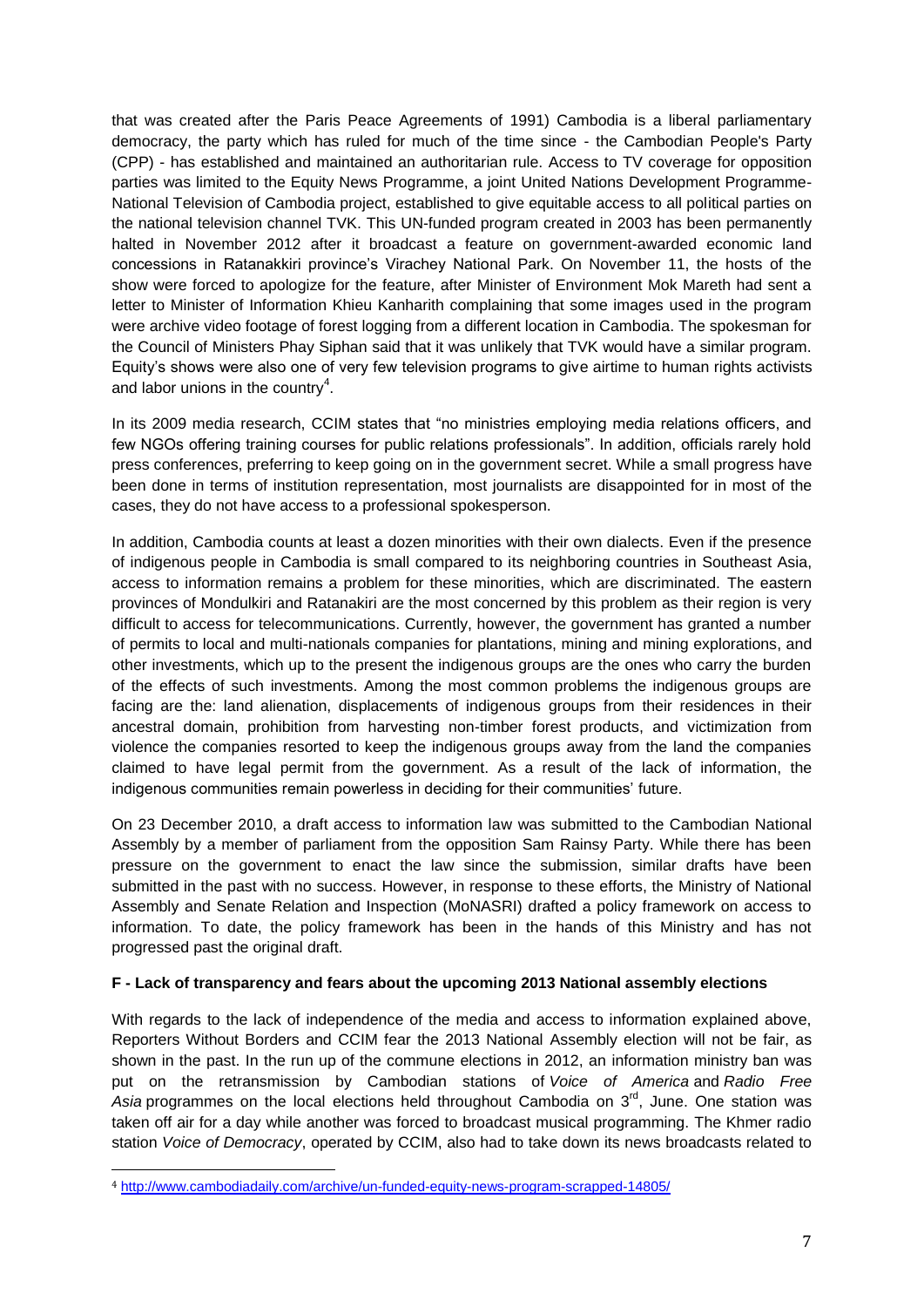that was created after the Paris Peace Agreements of 1991) Cambodia is a liberal parliamentary democracy, the party which has ruled for much of the time since - the Cambodian People's Party (CPP) - has established and maintained an authoritarian rule. Access to TV coverage for opposition parties was limited to the Equity News Programme, a joint United Nations Development Programme-National Television of Cambodia project, established to give equitable access to all political parties on the national television channel TVK. This UN-funded program created in 2003 has been permanently halted in November 2012 after it broadcast a feature on government-awarded economic land concessions in Ratanakkiri province's Virachey National Park. On November 11, the hosts of the show were forced to apologize for the feature, after Minister of Environment Mok Mareth had sent a letter to Minister of Information Khieu Kanharith complaining that some images used in the program were archive video footage of forest logging from a different location in Cambodia. The spokesman for the Council of Ministers Phay Siphan said that it was unlikely that TVK would have a similar program. Equity's shows were also one of very few television programs to give airtime to human rights activists and labor unions in the country[4].

In its 2009 media research, CCIM states that "no ministries employing media relations officers, and few NGOs offering training courses for public relations professionals". In addition, officials rarely hold press conferences, preferring to keep going on in the government secret. While a small progress have been done in terms of institution representation, most journalists are disappointed for in most of the cases, they do not have access to a professional spokesperson.

In addition, Cambodia counts at least a dozen minorities with their own dialects. Even if the presence of indigenous people in Cambodia is small compared to its neighboring countries in Southeast Asia, access to information remains a problem for these minorities, which are discriminated. The eastern provinces of Mondulkiri and Ratanakiri are the most concerned by this problem as their region is very difficult to access for telecommunications. Currently, however, the government has granted a number of permits to local and multi-nationals companies for plantations, mining and mining explorations, and other investments, which up to the present the indigenous groups are the ones who carry the burden of the effects of such investments. Among the most common problems the indigenous groups are facing are the: land alienation, displacements of indigenous groups from their residences in their ancestral domain, prohibition from harvesting non-timber forest products, and victimization from violence the companies resorted to keep the indigenous groups away from the land the companies claimed to have legal permit from the government. As a result of the lack of information, the indigenous communities remain powerless in deciding for their communities' future.

On 23 December 2010, a draft access to information law was submitted to the Cambodian National Assembly by a member of parliament from the opposition Sam Rainsy Party. While there has been pressure on the government to enact the law since the submission, similar drafts have been submitted in the past with no success. However, in response to these efforts, the Ministry of National Assembly and Senate Relation and Inspection (MoNASRI) drafted a policy framework on access to information. To date, the policy framework has been in the hands of this Ministry and has not progressed past the original draft.

**F - Lack of transparency and fears about the upcoming 2013 National assembly elections**

With regards to the lack of independence of the media and access to information explained above, Reporters Without Borders and CCIM fear the 2013 National Assembly election will not be fair, as shown in the past. In the run up of the commune elections in 2012, an information ministry ban was put on the retransmission by Cambodian stations of *Voice of America* and *Radio Free Asia* programmes on the local elections held throughout Cambodia on 3[rd], June. One station was taken off air for a day while another was forced to broadcast musical programming. The Khmer radio station *Voice of Democracy*, operated by CCIM, also had to take down its news broadcasts related to

[4] http://www.cambodiadaily.com/archive/un-funded-equity-news-program-scrapped-14805/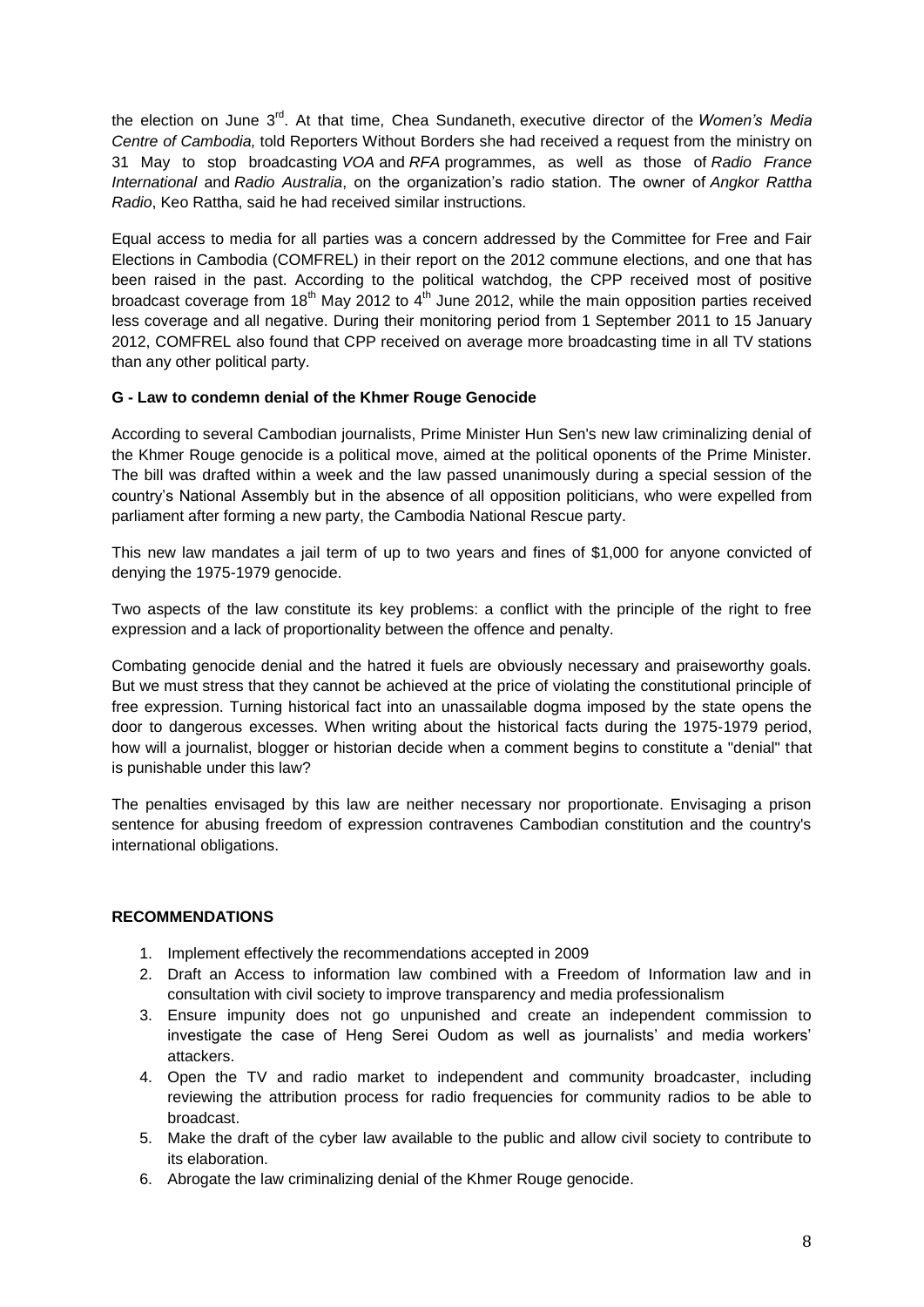the election on June 3rd. At that time, Chea Sundaneth, executive director of the *Women's Media Centre of Cambodia,* told Reporters Without Borders she had received a request from the ministry on 31 May to stop broadcasting *VOA* and *RFA* programmes, as well as those of *Radio France International* and *Radio Australia*, on the organization's radio station. The owner of *Angkor Rattha Radio*, Keo Rattha, said he had received similar instructions.

Equal access to media for all parties was a concern addressed by the Committee for Free and Fair Elections in Cambodia (COMFREL) in their report on the 2012 commune elections, and one that has been raised in the past. According to the political watchdog, the CPP received most of positive broadcast coverage from 18th May 2012 to 4th June 2012, while the main opposition parties received less coverage and all negative. During their monitoring period from 1 September 2011 to 15 January 2012, COMFREL also found that CPP received on average more broadcasting time in all TV stations than any other political party.

**G - Law to condemn denial of the Khmer Rouge Genocide**

According to several Cambodian journalists, Prime Minister Hun Sen's new law criminalizing denial of the Khmer Rouge genocide is a political move, aimed at the political oponents of the Prime Minister. The bill was drafted within a week and the law passed unanimously during a special session of the country's National Assembly but in the absence of all opposition politicians, who were expelled from parliament after forming a new party, the Cambodia National Rescue party.

This new law mandates a jail term of up to two years and fines of $1,000 for anyone convicted of denying the 1975-1979 genocide.

Two aspects of the law constitute its key problems: a conflict with the principle of the right to free expression and a lack of proportionality between the offence and penalty.

Combating genocide denial and the hatred it fuels are obviously necessary and praiseworthy goals. But we must stress that they cannot be achieved at the price of violating the constitutional principle of free expression. Turning historical fact into an unassailable dogma imposed by the state opens the door to dangerous excesses. When writing about the historical facts during the 1975-1979 period, how will a journalist, blogger or historian decide when a comment begins to constitute a "denial" that is punishable under this law?

The penalties envisaged by this law are neither necessary nor proportionate. Envisaging a prison sentence for abusing freedom of expression contravenes Cambodian constitution and the country's international obligations.

**RECOMMENDATIONS**

1. Implement effectively the recommendations accepted in 2009
2. Draft an Access to information law combined with a Freedom of Information law and in consultation with civil society to improve transparency and media professionalism
3. Ensure impunity does not go unpunished and create an independent commission to investigate the case of Heng Serei Oudom as well as journalists' and media workers' attackers.
4. Open the TV and radio market to independent and community broadcaster, including reviewing the attribution process for radio frequencies for community radios to be able to broadcast.
5. Make the draft of the cyber law available to the public and allow civil society to contribute to its elaboration.
6. Abrogate the law criminalizing denial of the Khmer Rouge genocide.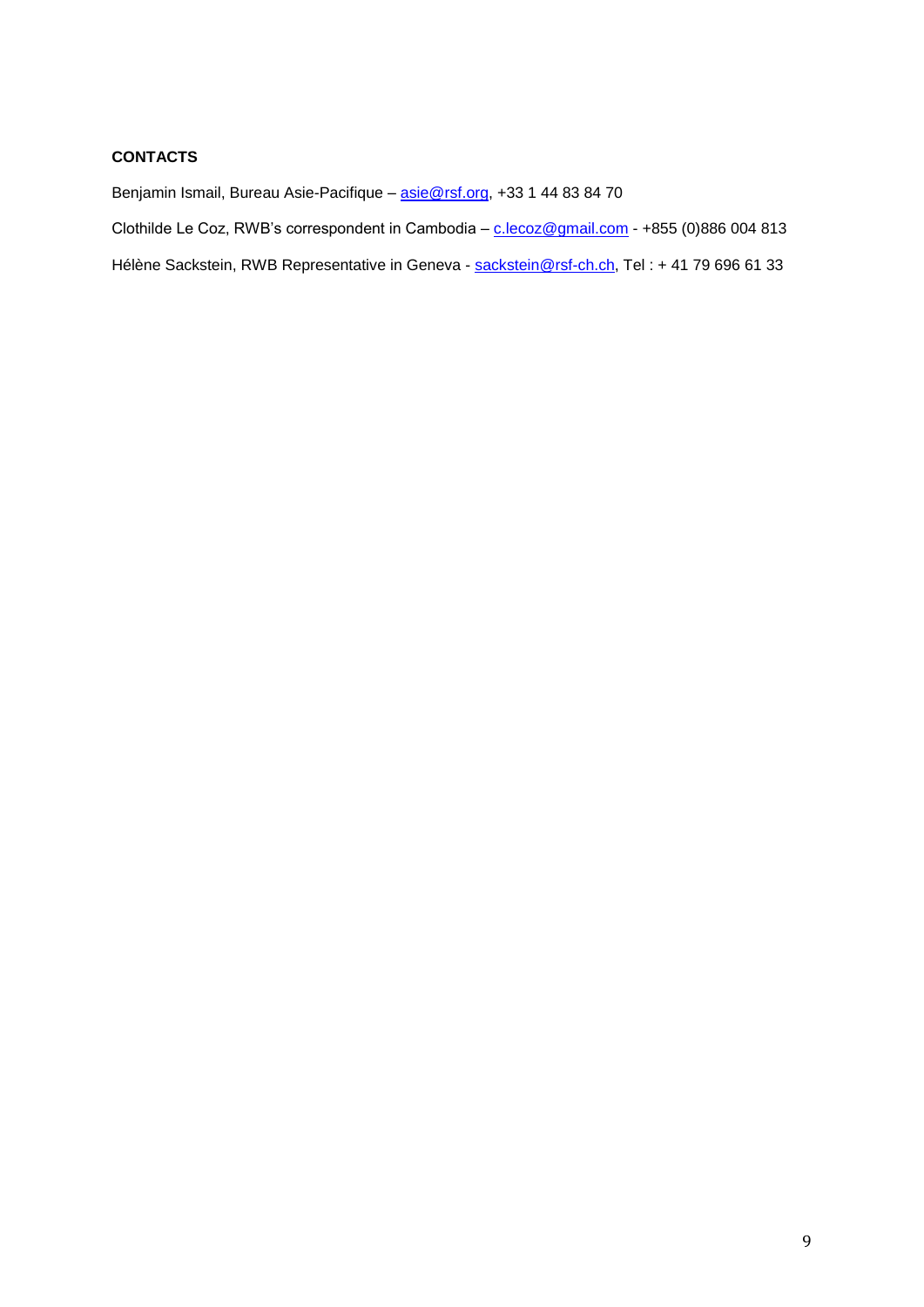**CONTACTS**

Benjamin Ismail, Bureau Asie-Pacifique – asie@rsf.org, +33 1 44 83 84 70

Clothilde Le Coz, RWB's correspondent in Cambodia – c.lecoz@gmail.com - +855 (0)886 004 813

Hélène Sackstein, RWB Representative in Geneva - sackstein@rsf-ch.ch, Tel : + 41 79 696 61 33